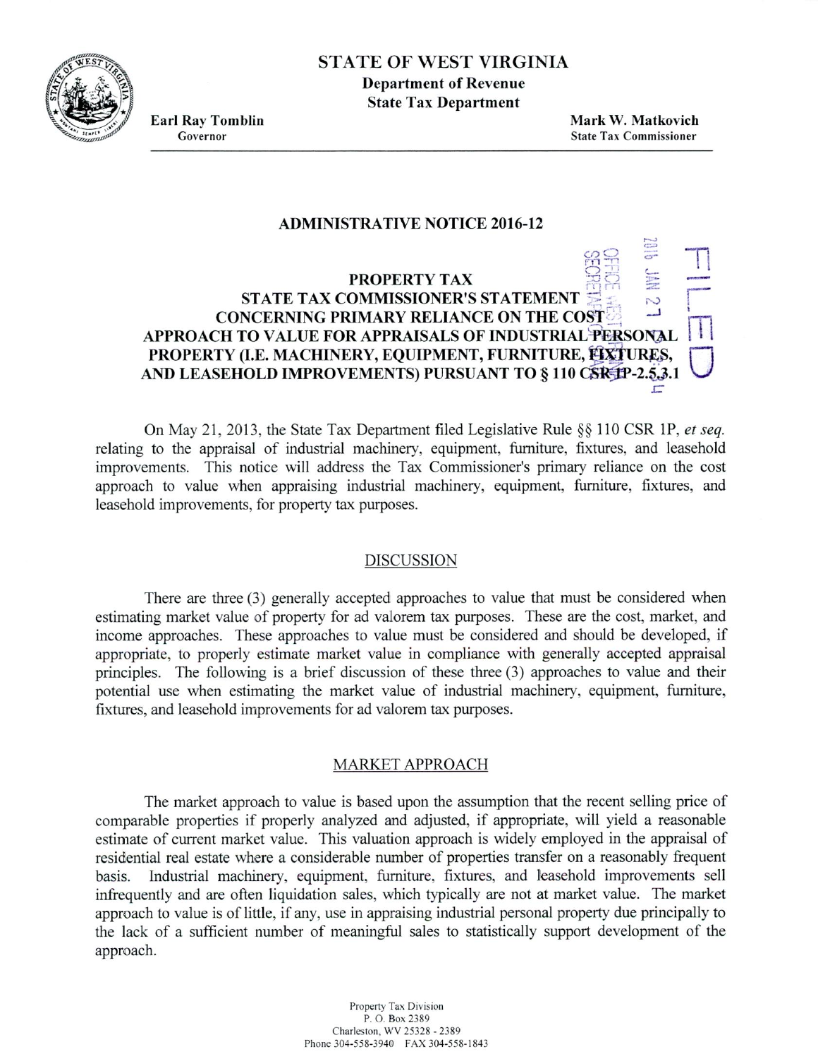# STATE OF WEST VIRGINIA

**Department of Revenue**
**State Tax Department**

**Earl Ray Tomblin**
Governor

**Mark W. Matkovich**
State Tax Commissioner

## ADMINISTRATIVE NOTICE 2016-12

### PROPERTY TAX
### STATE TAX COMMISSIONER'S STATEMENT CONCERNING PRIMARY RELIANCE ON THE COST APPROACH TO VALUE FOR APPRAISALS OF INDUSTRIAL PERSONAL PROPERTY (I.E. MACHINERY, EQUIPMENT, FURNITURE, FIXTURES, AND LEASEHOLD IMPROVEMENTS) PURSUANT TO § 110 CSR 1P-2.5.3.1

On May 21, 2013, the State Tax Department filed Legislative Rule §§ 110 CSR 1P, *et seq.* relating to the appraisal of industrial machinery, equipment, furniture, fixtures, and leasehold improvements. This notice will address the Tax Commissioner's primary reliance on the cost approach to value when appraising industrial machinery, equipment, furniture, fixtures, and leasehold improvements, for property tax purposes.

## DISCUSSION

There are three (3) generally accepted approaches to value that must be considered when estimating market value of property for ad valorem tax purposes. These are the cost, market, and income approaches. These approaches to value must be considered and should be developed, if appropriate, to properly estimate market value in compliance with generally accepted appraisal principles. The following is a brief discussion of these three (3) approaches to value and their potential use when estimating the market value of industrial machinery, equipment, furniture, fixtures, and leasehold improvements for ad valorem tax purposes.

## MARKET APPROACH

The market approach to value is based upon the assumption that the recent selling price of comparable properties if properly analyzed and adjusted, if appropriate, will yield a reasonable estimate of current market value. This valuation approach is widely employed in the appraisal of residential real estate where a considerable number of properties transfer on a reasonably frequent basis. Industrial machinery, equipment, furniture, fixtures, and leasehold improvements sell infrequently and are often liquidation sales, which typically are not at market value. The market approach to value is of little, if any, use in appraising industrial personal property due principally to the lack of a sufficient number of meaningful sales to statistically support development of the approach.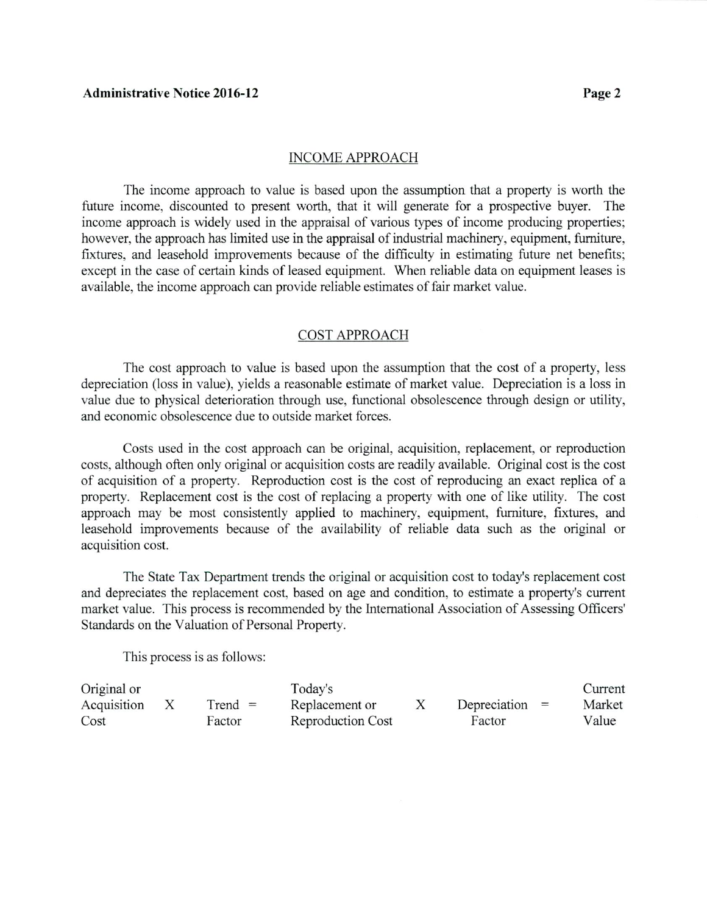## INCOME APPROACH

The income approach to value is based upon the assumption that a property is worth the future income, discounted to present worth, that it will generate for a prospective buyer. The income approach is widely used in the appraisal of various types of income producing properties; however, the approach has limited use in the appraisal of industrial machinery, equipment, furniture, fixtures, and leasehold improvements because of the difficulty in estimating future net benefits; except in the case of certain kinds of leased equipment. When reliable data on equipment leases is available, the income approach can provide reliable estimates of fair market value.

## COST APPROACH

The cost approach to value is based upon the assumption that the cost of a property, less depreciation (loss in value), yields a reasonable estimate of market value. Depreciation is a loss in value due to physical deterioration through use, functional obsolescence through design or utility, and economic obsolescence due to outside market forces.

Costs used in the cost approach can be original, acquisition, replacement, or reproduction costs, although often only original or acquisition costs are readily available. Original cost is the cost of acquisition of a property. Reproduction cost is the cost of reproducing an exact replica of a property. Replacement cost is the cost of replacing a property with one of like utility. The cost approach may be most consistently applied to machinery, equipment, furniture, fixtures, and leasehold improvements because of the availability of reliable data such as the original or acquisition cost.

The State Tax Department trends the original or acquisition cost to today's replacement cost and depreciates the replacement cost, based on age and condition, to estimate a property's current market value. This process is recommended by the International Association of Assessing Officers' Standards on the Valuation of Personal Property.

This process is as follows:

| Original or Acquisition Cost | X | Trend Factor | = | Today's Replacement or Reproduction Cost | X | Depreciation Factor | = | Current Market Value |
|---|---|---|---|---|---|---|---|---|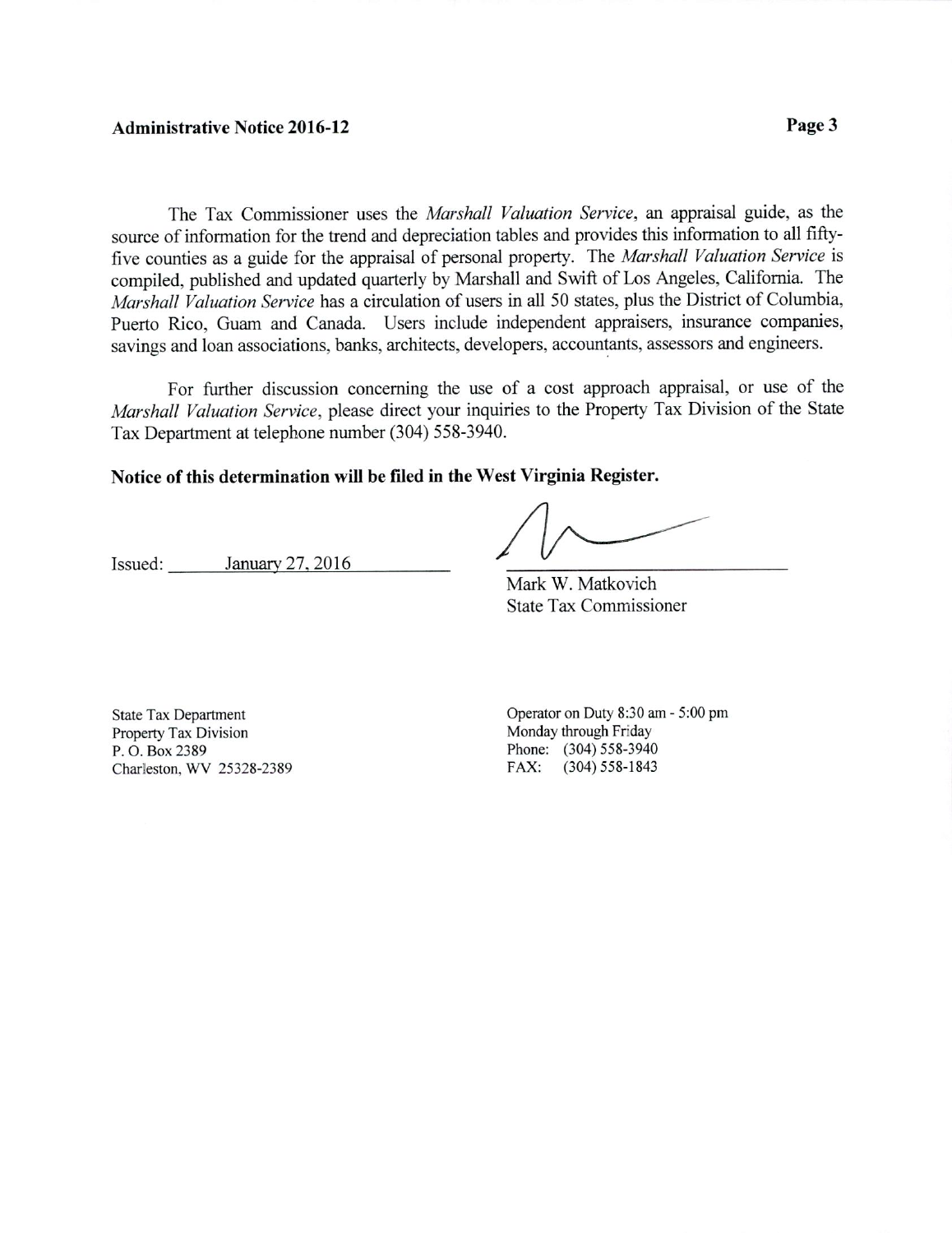The Tax Commissioner uses the *Marshall Valuation Service*, an appraisal guide, as the source of information for the trend and depreciation tables and provides this information to all fifty-five counties as a guide for the appraisal of personal property. The *Marshall Valuation Service* is compiled, published and updated quarterly by Marshall and Swift of Los Angeles, California. The *Marshall Valuation Service* has a circulation of users in all 50 states, plus the District of Columbia, Puerto Rico, Guam and Canada. Users include independent appraisers, insurance companies, savings and loan associations, banks, architects, developers, accountants, assessors and engineers.

For further discussion concerning the use of a cost approach appraisal, or use of the *Marshall Valuation Service*, please direct your inquiries to the Property Tax Division of the State Tax Department at telephone number (304) 558-3940.

**Notice of this determination will be filed in the West Virginia Register.**

Issued: January 27, 2016

Mark W. Matkovich
State Tax Commissioner

State Tax Department
Property Tax Division
P. O. Box 2389
Charleston, WV 25328-2389

Operator on Duty 8:30 am - 5:00 pm
Monday through Friday
Phone: (304) 558-3940
FAX: (304) 558-1843